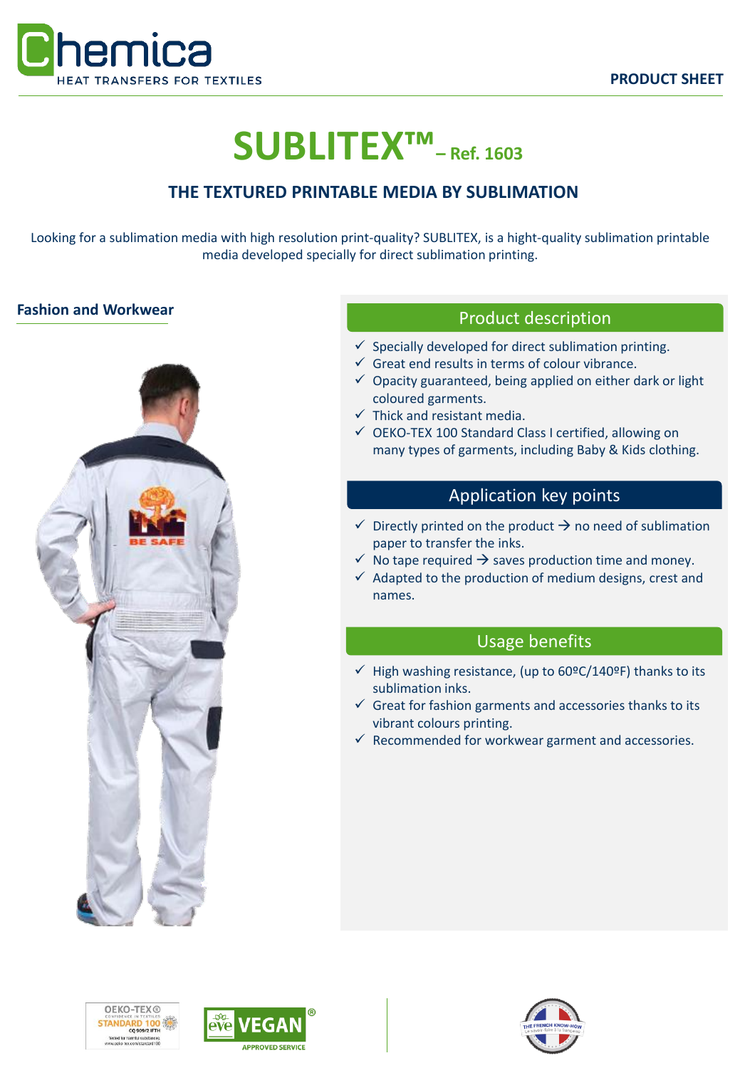Chemica
HEAT TRANSFERS FOR TEXTILES

PRODUCT SHEET

# SUBLITEX™ – Ref. 1603

## THE TEXTURED PRINTABLE MEDIA BY SUBLIMATION

Looking for a sublimation media with high resolution print-quality? SUBLITEX, is a hight-quality sublimation printable media developed specially for direct sublimation printing.

### Fashion and Workwear

### Product description

- ✓ Specially developed for direct sublimation printing.
- ✓ Great end results in terms of colour vibrance.
- ✓ Opacity guaranteed, being applied on either dark or light coloured garments.
- ✓ Thick and resistant media.
- ✓ OEKO-TEX 100 Standard Class I certified, allowing on many types of garments, including Baby & Kids clothing.

### Application key points

- ✓ Directly printed on the product → no need of sublimation paper to transfer the inks.
- ✓ No tape required → saves production time and money.
- ✓ Adapted to the production of medium designs, crest and names.

### Usage benefits

- ✓ High washing resistance, (up to 60ºC/140ºF) thanks to its sublimation inks.
- ✓ Great for fashion garments and accessories thanks to its vibrant colours printing.
- ✓ Recommended for workwear garment and accessories.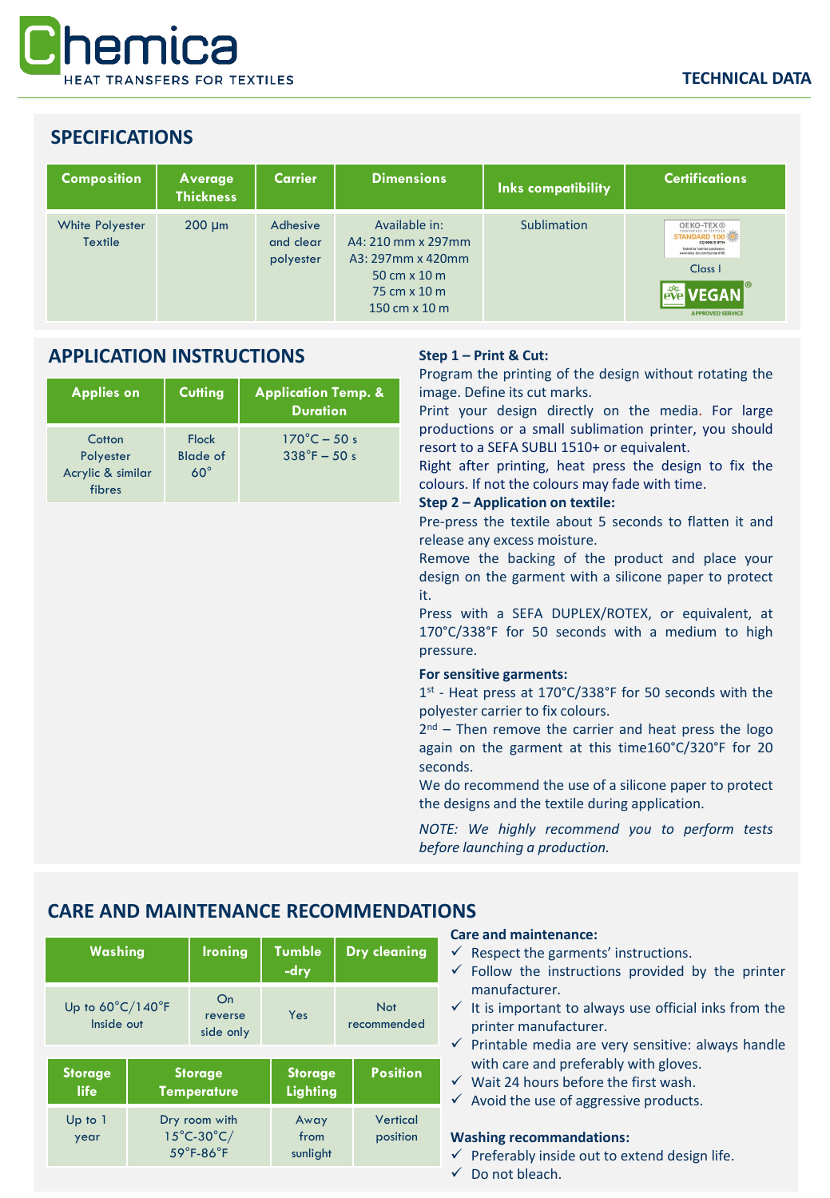# Chemica

HEAT TRANSFERS FOR TEXTILES

TECHNICAL DATA

## SPECIFICATIONS

| Composition | Average Thickness | Carrier | Dimensions | Inks compatibility | Certifications |
|---|---|---|---|---|---|
| White Polyester Textile | 200 µm | Adhesive and clear polyester | Available in:<br>A4: 210 mm x 297mm<br>A3: 297mm x 420mm<br>50 cm x 10 m<br>75 cm x 10 m<br>150 cm x 10 m | Sublimation | OEKO-TEX® STANDARD 100<br>Class I<br>eve VEGAN® APPROVED SERVICE |

## APPLICATION INSTRUCTIONS

| Applies on | Cutting | Application Temp. & Duration |
|---|---|---|
| Cotton<br>Polyester<br>Acrylic & similar fibres | Flock<br>Blade of 60° | 170°C – 50 s<br>338°F – 50 s |

**Step 1 – Print & Cut:**
Program the printing of the design without rotating the image. Define its cut marks.
Print your design directly on the media. For large productions or a small sublimation printer, you should resort to a SEFA SUBLI 1510+ or equivalent.
Right after printing, heat press the design to fix the colours. If not the colours may fade with time.

**Step 2 – Application on textile:**
Pre-press the textile about 5 seconds to flatten it and release any excess moisture.
Remove the backing of the product and place your design on the garment with a silicone paper to protect it.
Press with a SEFA DUPLEX/ROTEX, or equivalent, at 170°C/338°F for 50 seconds with a medium to high pressure.

**For sensitive garments:**
1st - Heat press at 170°C/338°F for 50 seconds with the polyester carrier to fix colours.
2nd – Then remove the carrier and heat press the logo again on the garment at this time160°C/320°F for 20 seconds.
We do recommend the use of a silicone paper to protect the designs and the textile during application.

*NOTE: We highly recommend you to perform tests before launching a production.*

## CARE AND MAINTENANCE RECOMMENDATIONS

| Washing | Ironing | Tumble-dry | Dry cleaning |
|---|---|---|---|
| Up to 60°C/140°F Inside out | On reverse side only | Yes | Not recommended |

| Storage life | Storage Temperature | Storage Lighting | Position |
|---|---|---|---|
| Up to 1 year | Dry room with 15°C-30°C/ 59°F-86°F | Away from sunlight | Vertical position |

**Care and maintenance:**
- ✓ Respect the garments' instructions.
- ✓ Follow the instructions provided by the printer manufacturer.
- ✓ It is important to always use official inks from the printer manufacturer.
- ✓ Printable media are very sensitive: always handle with care and preferably with gloves.
- ✓ Wait 24 hours before the first wash.
- ✓ Avoid the use of aggressive products.

**Washing recommandations:**
- ✓ Preferably inside out to extend design life.
- ✓ Do not bleach.